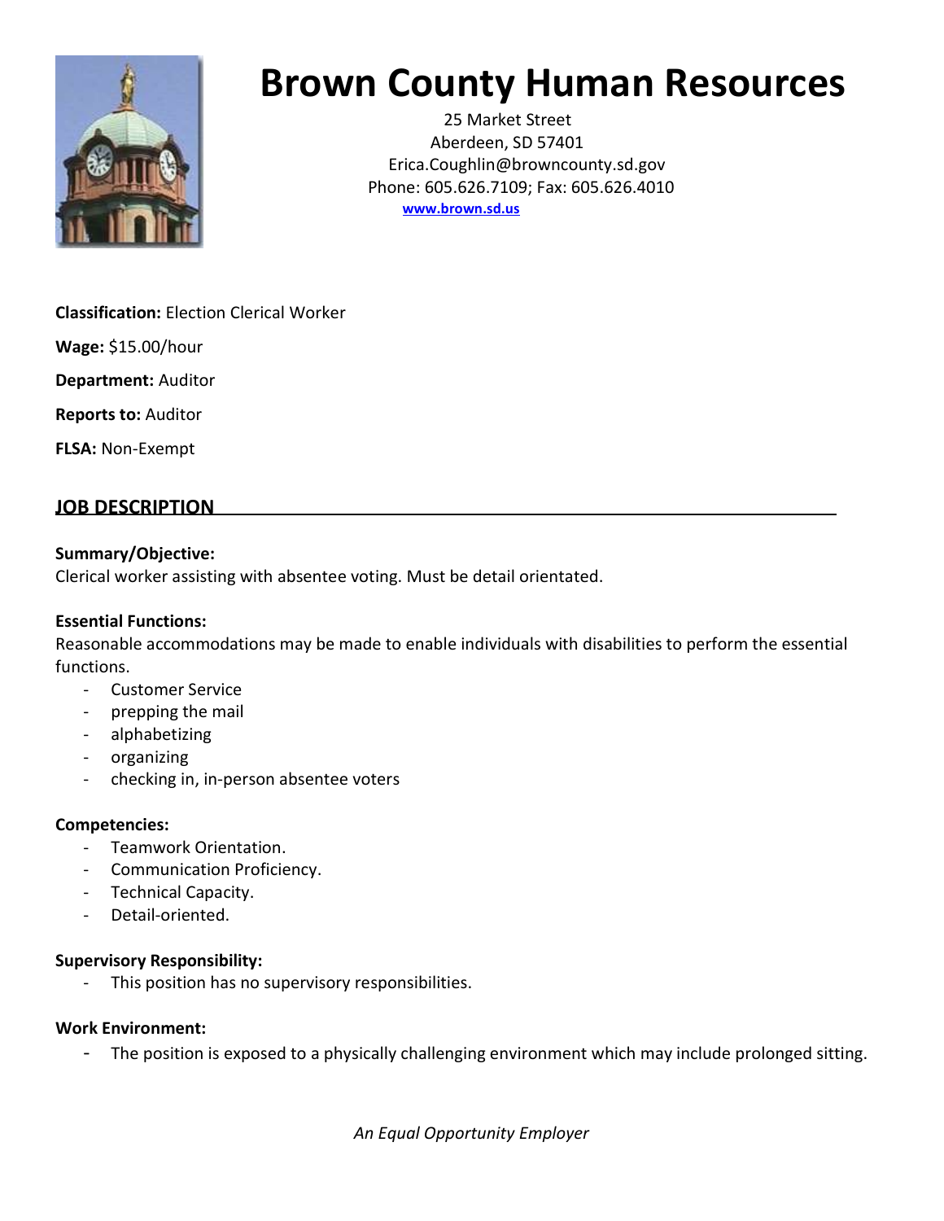# Brown County Human Resources

25 Market Street
Aberdeen, SD 57401
Erica.Coughlin@browncounty.sd.gov
Phone: 605.626.7109; Fax: 605.626.4010
[www.brown.sd.us](http://www.brown.sd.us)

**Classification:** Election Clerical Worker

**Wage:** $15.00/hour

**Department:** Auditor

**Reports to:** Auditor

**FLSA:** Non-Exempt

## JOB DESCRIPTION

**Summary/Objective:**
Clerical worker assisting with absentee voting. Must be detail orientated.

**Essential Functions:**
Reasonable accommodations may be made to enable individuals with disabilities to perform the essential functions.

- Customer Service
- prepping the mail
- alphabetizing
- organizing
- checking in, in-person absentee voters

**Competencies:**

- Teamwork Orientation.
- Communication Proficiency.
- Technical Capacity.
- Detail-oriented.

**Supervisory Responsibility:**

- This position has no supervisory responsibilities.

**Work Environment:**

- The position is exposed to a physically challenging environment which may include prolonged sitting.

*An Equal Opportunity Employer*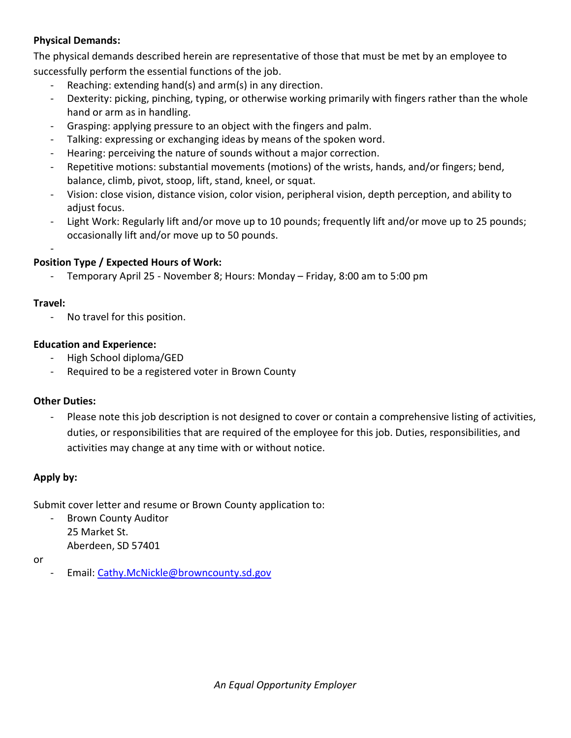**Physical Demands:**

The physical demands described herein are representative of those that must be met by an employee to successfully perform the essential functions of the job.

- Reaching: extending hand(s) and arm(s) in any direction.
- Dexterity: picking, pinching, typing, or otherwise working primarily with fingers rather than the whole hand or arm as in handling.
- Grasping: applying pressure to an object with the fingers and palm.
- Talking: expressing or exchanging ideas by means of the spoken word.
- Hearing: perceiving the nature of sounds without a major correction.
- Repetitive motions: substantial movements (motions) of the wrists, hands, and/or fingers; bend, balance, climb, pivot, stoop, lift, stand, kneel, or squat.
- Vision: close vision, distance vision, color vision, peripheral vision, depth perception, and ability to adjust focus.
- Light Work: Regularly lift and/or move up to 10 pounds; frequently lift and/or move up to 25 pounds; occasionally lift and/or move up to 50 pounds.

**Position Type / Expected Hours of Work:**

- Temporary April 25 - November 8; Hours: Monday – Friday, 8:00 am to 5:00 pm

**Travel:**

- No travel for this position.

**Education and Experience:**

- High School diploma/GED
- Required to be a registered voter in Brown County

**Other Duties:**

- Please note this job description is not designed to cover or contain a comprehensive listing of activities, duties, or responsibilities that are required of the employee for this job. Duties, responsibilities, and activities may change at any time with or without notice.

**Apply by:**

Submit cover letter and resume or Brown County application to:

- Brown County Auditor
  25 Market St.
  Aberdeen, SD 57401

or

- Email: Cathy.McNickle@browncounty.sd.gov

*An Equal Opportunity Employer*